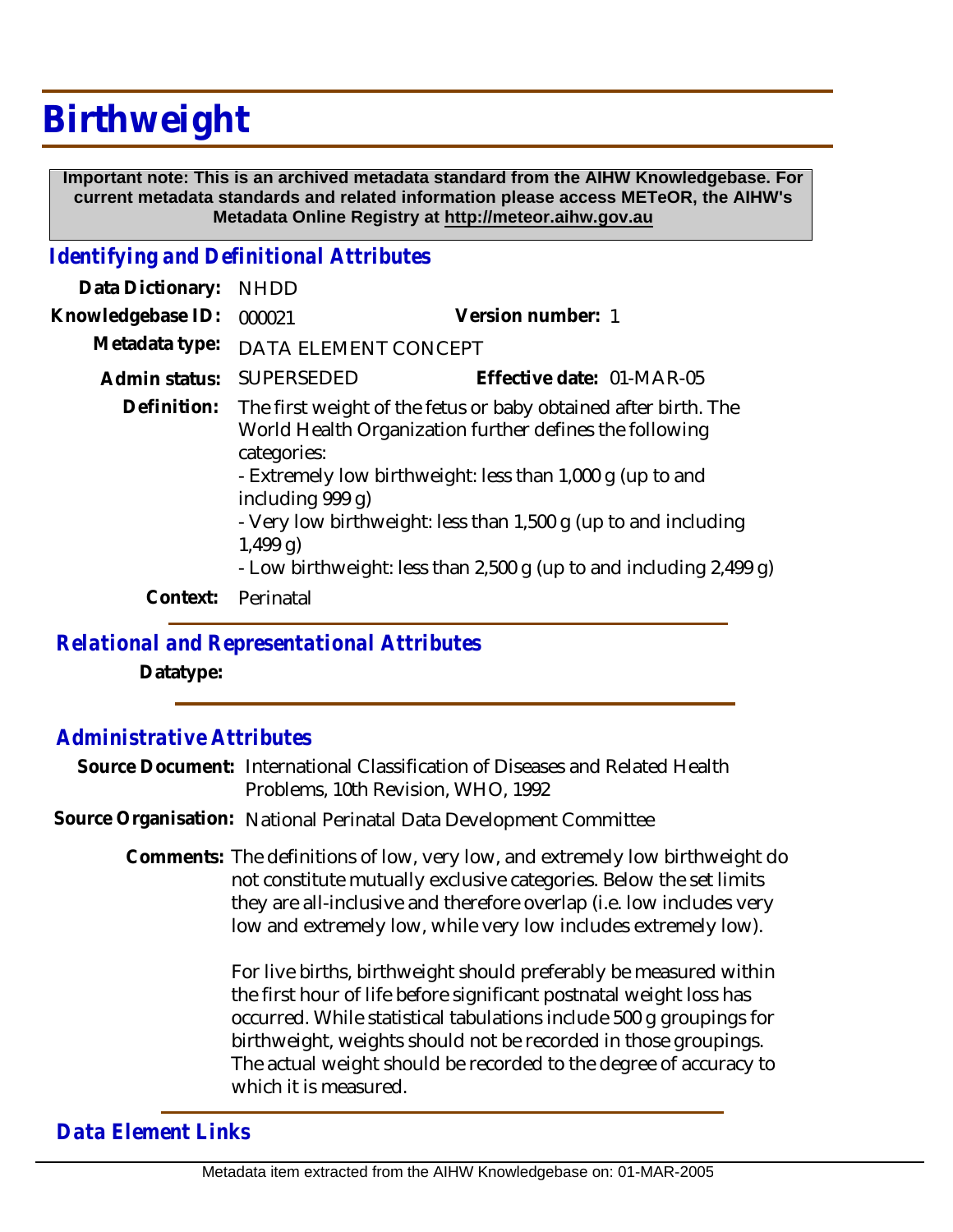# Birthweight

**Important note: This is an archived metadata standard from the AIHW Knowledgebase. For current metadata standards and related information please access METeOR, the AIHW's Metadata Online Registry at http://meteor.aihw.gov.au**

## *Identifying and Definitional Attributes*

**Data Dictionary:** NHDD

**Knowledgebase ID:** 000021 **Version number:** 1

**Metadata type:** DATA ELEMENT CONCEPT

**Admin status:** SUPERSEDED **Effective date:** 01-MAR-05

**Definition:** The first weight of the fetus or baby obtained after birth. The World Health Organization further defines the following categories:
- Extremely low birthweight: less than 1,000 g (up to and including 999 g)
- Very low birthweight: less than 1,500 g (up to and including 1,499 g)
- Low birthweight: less than 2,500 g (up to and including 2,499 g)

**Context:** Perinatal

## *Relational and Representational Attributes*

**Datatype:**

## *Administrative Attributes*

**Source Document:** International Classification of Diseases and Related Health Problems, 10th Revision, WHO, 1992

**Source Organisation:** National Perinatal Data Development Committee

**Comments:** The definitions of low, very low, and extremely low birthweight do not constitute mutually exclusive categories. Below the set limits they are all-inclusive and therefore overlap (i.e. low includes very low and extremely low, while very low includes extremely low).

For live births, birthweight should preferably be measured within the first hour of life before significant postnatal weight loss has occurred. While statistical tabulations include 500 g groupings for birthweight, weights should not be recorded in those groupings. The actual weight should be recorded to the degree of accuracy to which it is measured.

## *Data Element Links*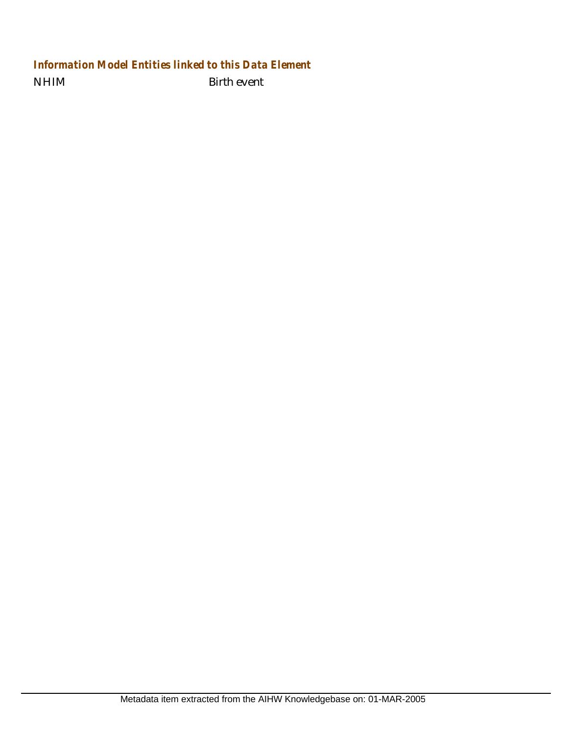### *Information Model Entities linked to this Data Element*

| | |
|---|---|
| NHIM | Birth event |

Metadata item extracted from the AIHW Knowledgebase on: 01-MAR-2005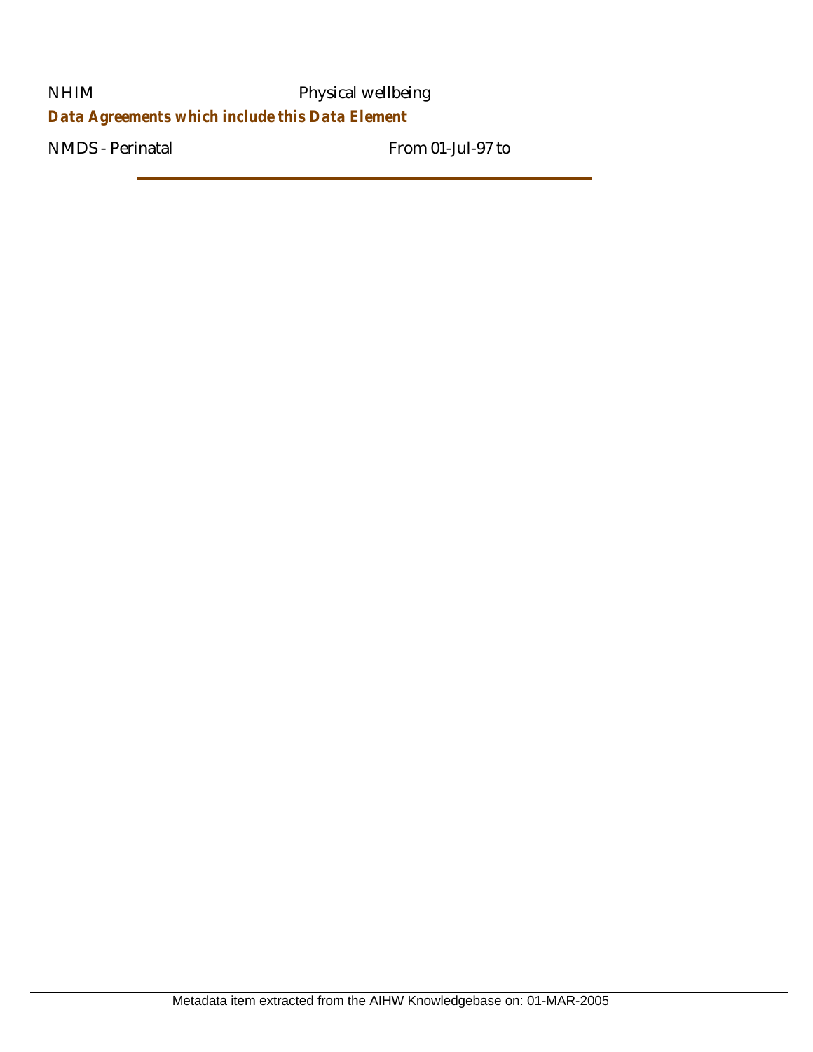| | |
|---|---|
| NHIM | Physical wellbeing |

### Data Agreements which include this Data Element

| | |
|---|---|
| NMDS - Perinatal | From 01-Jul-97 to |

Metadata item extracted from the AIHW Knowledgebase on: 01-MAR-2005